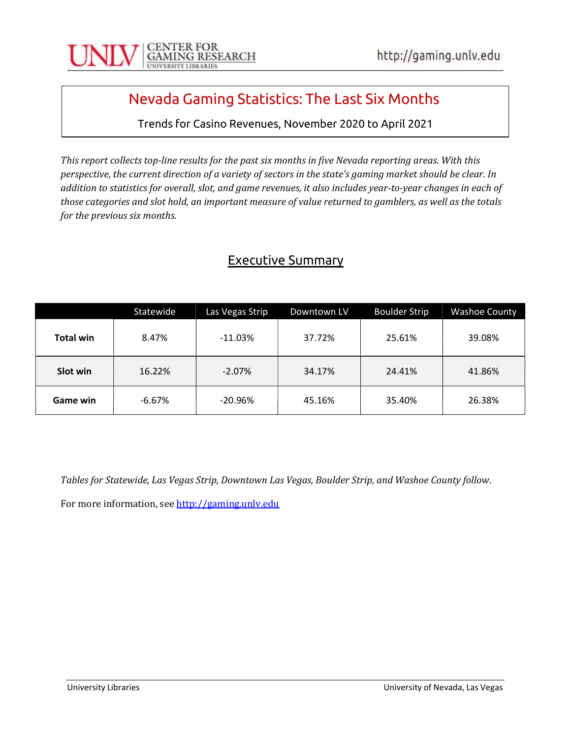# Nevada Gaming Statistics: The Last Six Months

Trends for Casino Revenues, November 2020 to April 2021

*This report collects top-line results for the past six months in five Nevada reporting areas. With this perspective, the current direction of a variety of sectors in the state's gaming market should be clear. In addition to statistics for overall, slot, and game revenues, it also includes year-to-year changes in each of those categories and slot hold, an important measure of value returned to gamblers, as well as the totals for the previous six months.*

## Executive Summary

| | Statewide | Las Vegas Strip | Downtown LV | Boulder Strip | Washoe County |
|---|---|---|---|---|---|
| **Total win** | 8.47% | -11.03% | 37.72% | 25.61% | 39.08% |
| **Slot win** | 16.22% | -2.07% | 34.17% | 24.41% | 41.86% |
| **Game win** | -6.67% | -20.96% | 45.16% | 35.40% | 26.38% |

*Tables for Statewide, Las Vegas Strip, Downtown Las Vegas, Boulder Strip, and Washoe County follow*.

For more information, see http://gaming.unlv.edu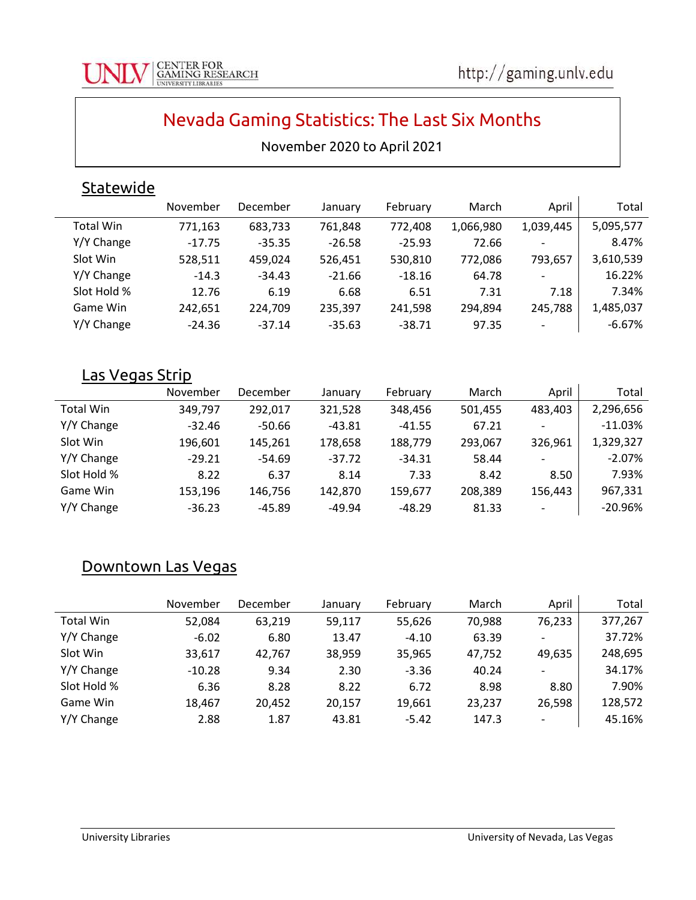# Nevada Gaming Statistics: The Last Six Months

November 2020 to April 2021

## Statewide

| | November | December | January | February | March | April | Total |
|---|---|---|---|---|---|---|---|
| Total Win | 771,163 | 683,733 | 761,848 | 772,408 | 1,066,980 | 1,039,445 | 5,095,577 |
| Y/Y Change | -17.75 | -35.35 | -26.58 | -25.93 | 72.66 | - | 8.47% |
| Slot Win | 528,511 | 459,024 | 526,451 | 530,810 | 772,086 | 793,657 | 3,610,539 |
| Y/Y Change | -14.3 | -34.43 | -21.66 | -18.16 | 64.78 | - | 16.22% |
| Slot Hold % | 12.76 | 6.19 | 6.68 | 6.51 | 7.31 | 7.18 | 7.34% |
| Game Win | 242,651 | 224,709 | 235,397 | 241,598 | 294,894 | 245,788 | 1,485,037 |
| Y/Y Change | -24.36 | -37.14 | -35.63 | -38.71 | 97.35 | - | -6.67% |

## Las Vegas Strip

| | November | December | January | February | March | April | Total |
|---|---|---|---|---|---|---|---|
| Total Win | 349,797 | 292,017 | 321,528 | 348,456 | 501,455 | 483,403 | 2,296,656 |
| Y/Y Change | -32.46 | -50.66 | -43.81 | -41.55 | 67.21 | - | -11.03% |
| Slot Win | 196,601 | 145,261 | 178,658 | 188,779 | 293,067 | 326,961 | 1,329,327 |
| Y/Y Change | -29.21 | -54.69 | -37.72 | -34.31 | 58.44 | - | -2.07% |
| Slot Hold % | 8.22 | 6.37 | 8.14 | 7.33 | 8.42 | 8.50 | 7.93% |
| Game Win | 153,196 | 146,756 | 142,870 | 159,677 | 208,389 | 156,443 | 967,331 |
| Y/Y Change | -36.23 | -45.89 | -49.94 | -48.29 | 81.33 | - | -20.96% |

## Downtown Las Vegas

| | November | December | January | February | March | April | Total |
|---|---|---|---|---|---|---|---|
| Total Win | 52,084 | 63,219 | 59,117 | 55,626 | 70,988 | 76,233 | 377,267 |
| Y/Y Change | -6.02 | 6.80 | 13.47 | -4.10 | 63.39 | - | 37.72% |
| Slot Win | 33,617 | 42,767 | 38,959 | 35,965 | 47,752 | 49,635 | 248,695 |
| Y/Y Change | -10.28 | 9.34 | 2.30 | -3.36 | 40.24 | - | 34.17% |
| Slot Hold % | 6.36 | 8.28 | 8.22 | 6.72 | 8.98 | 8.80 | 7.90% |
| Game Win | 18,467 | 20,452 | 20,157 | 19,661 | 23,237 | 26,598 | 128,572 |
| Y/Y Change | 2.88 | 1.87 | 43.81 | -5.42 | 147.3 | - | 45.16% |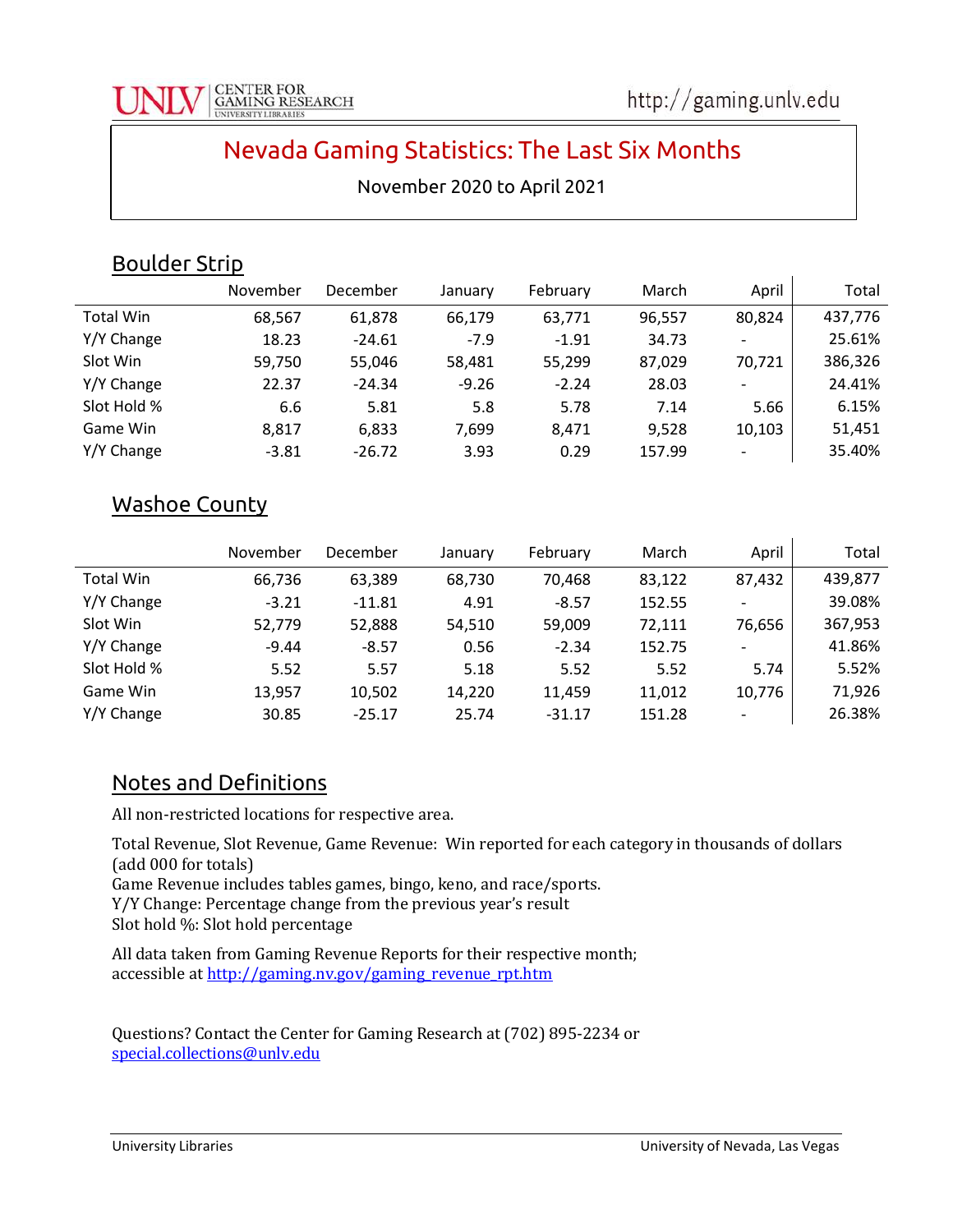# Nevada Gaming Statistics: The Last Six Months

November 2020 to April 2021

## Boulder Strip

| | November | December | January | February | March | April | Total |
|---|---|---|---|---|---|---|---|
| Total Win | 68,567 | 61,878 | 66,179 | 63,771 | 96,557 | 80,824 | 437,776 |
| Y/Y Change | 18.23 | -24.61 | -7.9 | -1.91 | 34.73 | - | 25.61% |
| Slot Win | 59,750 | 55,046 | 58,481 | 55,299 | 87,029 | 70,721 | 386,326 |
| Y/Y Change | 22.37 | -24.34 | -9.26 | -2.24 | 28.03 | - | 24.41% |
| Slot Hold % | 6.6 | 5.81 | 5.8 | 5.78 | 7.14 | 5.66 | 6.15% |
| Game Win | 8,817 | 6,833 | 7,699 | 8,471 | 9,528 | 10,103 | 51,451 |
| Y/Y Change | -3.81 | -26.72 | 3.93 | 0.29 | 157.99 | - | 35.40% |

## Washoe County

| | November | December | January | February | March | April | Total |
|---|---|---|---|---|---|---|---|
| Total Win | 66,736 | 63,389 | 68,730 | 70,468 | 83,122 | 87,432 | 439,877 |
| Y/Y Change | -3.21 | -11.81 | 4.91 | -8.57 | 152.55 | - | 39.08% |
| Slot Win | 52,779 | 52,888 | 54,510 | 59,009 | 72,111 | 76,656 | 367,953 |
| Y/Y Change | -9.44 | -8.57 | 0.56 | -2.34 | 152.75 | - | 41.86% |
| Slot Hold % | 5.52 | 5.57 | 5.18 | 5.52 | 5.52 | 5.74 | 5.52% |
| Game Win | 13,957 | 10,502 | 14,220 | 11,459 | 11,012 | 10,776 | 71,926 |
| Y/Y Change | 30.85 | -25.17 | 25.74 | -31.17 | 151.28 | - | 26.38% |

## Notes and Definitions

All non-restricted locations for respective area.

Total Revenue, Slot Revenue, Game Revenue: Win reported for each category in thousands of dollars (add 000 for totals)
Game Revenue includes tables games, bingo, keno, and race/sports.
Y/Y Change: Percentage change from the previous year's result
Slot hold %: Slot hold percentage

All data taken from Gaming Revenue Reports for their respective month; accessible at http://gaming.nv.gov/gaming_revenue_rpt.htm

Questions? Contact the Center for Gaming Research at (702) 895-2234 or special.collections@unlv.edu